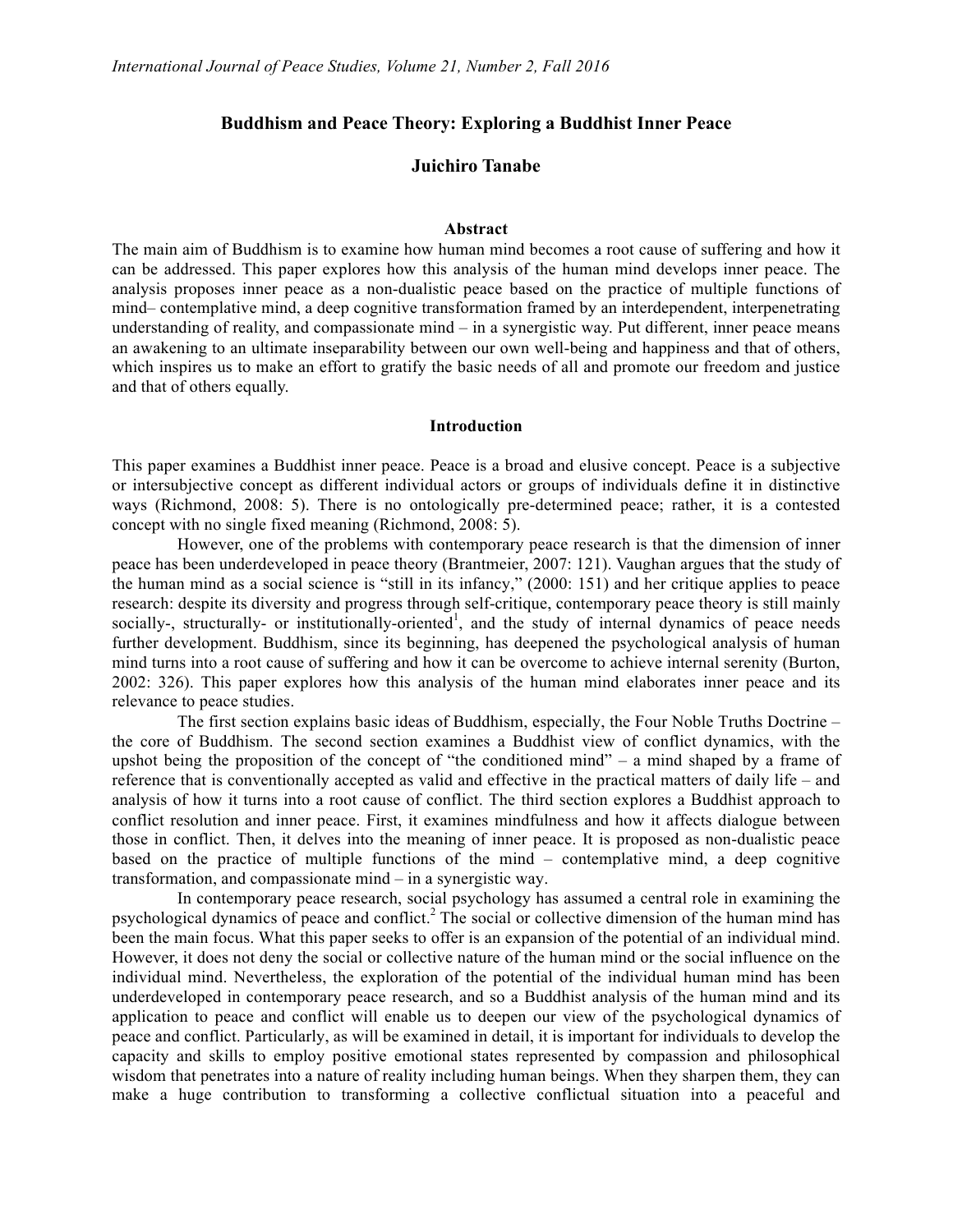# Buddhism and Peace Theory: Exploring a Buddhist Inner Peace

**Juichiro Tanabe**

### Abstract

The main aim of Buddhism is to examine how human mind becomes a root cause of suffering and how it can be addressed. This paper explores how this analysis of the human mind develops inner peace. The analysis proposes inner peace as a non-dualistic peace based on the practice of multiple functions of mind– contemplative mind, a deep cognitive transformation framed by an interdependent, interpenetrating understanding of reality, and compassionate mind – in a synergistic way. Put different, inner peace means an awakening to an ultimate inseparability between our own well-being and happiness and that of others, which inspires us to make an effort to gratify the basic needs of all and promote our freedom and justice and that of others equally.

### Introduction

This paper examines a Buddhist inner peace. Peace is a broad and elusive concept. Peace is a subjective or intersubjective concept as different individual actors or groups of individuals define it in distinctive ways (Richmond, 2008: 5). There is no ontologically pre-determined peace; rather, it is a contested concept with no single fixed meaning (Richmond, 2008: 5).

However, one of the problems with contemporary peace research is that the dimension of inner peace has been underdeveloped in peace theory (Brantmeier, 2007: 121). Vaughan argues that the study of the human mind as a social science is "still in its infancy," (2000: 151) and her critique applies to peace research: despite its diversity and progress through self-critique, contemporary peace theory is still mainly socially-, structurally- or institutionally-oriented[1], and the study of internal dynamics of peace needs further development. Buddhism, since its beginning, has deepened the psychological analysis of human mind turns into a root cause of suffering and how it can be overcome to achieve internal serenity (Burton, 2002: 326). This paper explores how this analysis of the human mind elaborates inner peace and its relevance to peace studies.

The first section explains basic ideas of Buddhism, especially, the Four Noble Truths Doctrine – the core of Buddhism. The second section examines a Buddhist view of conflict dynamics, with the upshot being the proposition of the concept of "the conditioned mind" – a mind shaped by a frame of reference that is conventionally accepted as valid and effective in the practical matters of daily life – and analysis of how it turns into a root cause of conflict. The third section explores a Buddhist approach to conflict resolution and inner peace. First, it examines mindfulness and how it affects dialogue between those in conflict. Then, it delves into the meaning of inner peace. It is proposed as non-dualistic peace based on the practice of multiple functions of the mind – contemplative mind, a deep cognitive transformation, and compassionate mind – in a synergistic way.

In contemporary peace research, social psychology has assumed a central role in examining the psychological dynamics of peace and conflict.[2] The social or collective dimension of the human mind has been the main focus. What this paper seeks to offer is an expansion of the potential of an individual mind. However, it does not deny the social or collective nature of the human mind or the social influence on the individual mind. Nevertheless, the exploration of the potential of the individual human mind has been underdeveloped in contemporary peace research, and so a Buddhist analysis of the human mind and its application to peace and conflict will enable us to deepen our view of the psychological dynamics of peace and conflict. Particularly, as will be examined in detail, it is important for individuals to develop the capacity and skills to employ positive emotional states represented by compassion and philosophical wisdom that penetrates into a nature of reality including human beings. When they sharpen them, they can make a huge contribution to transforming a collective conflictual situation into a peaceful and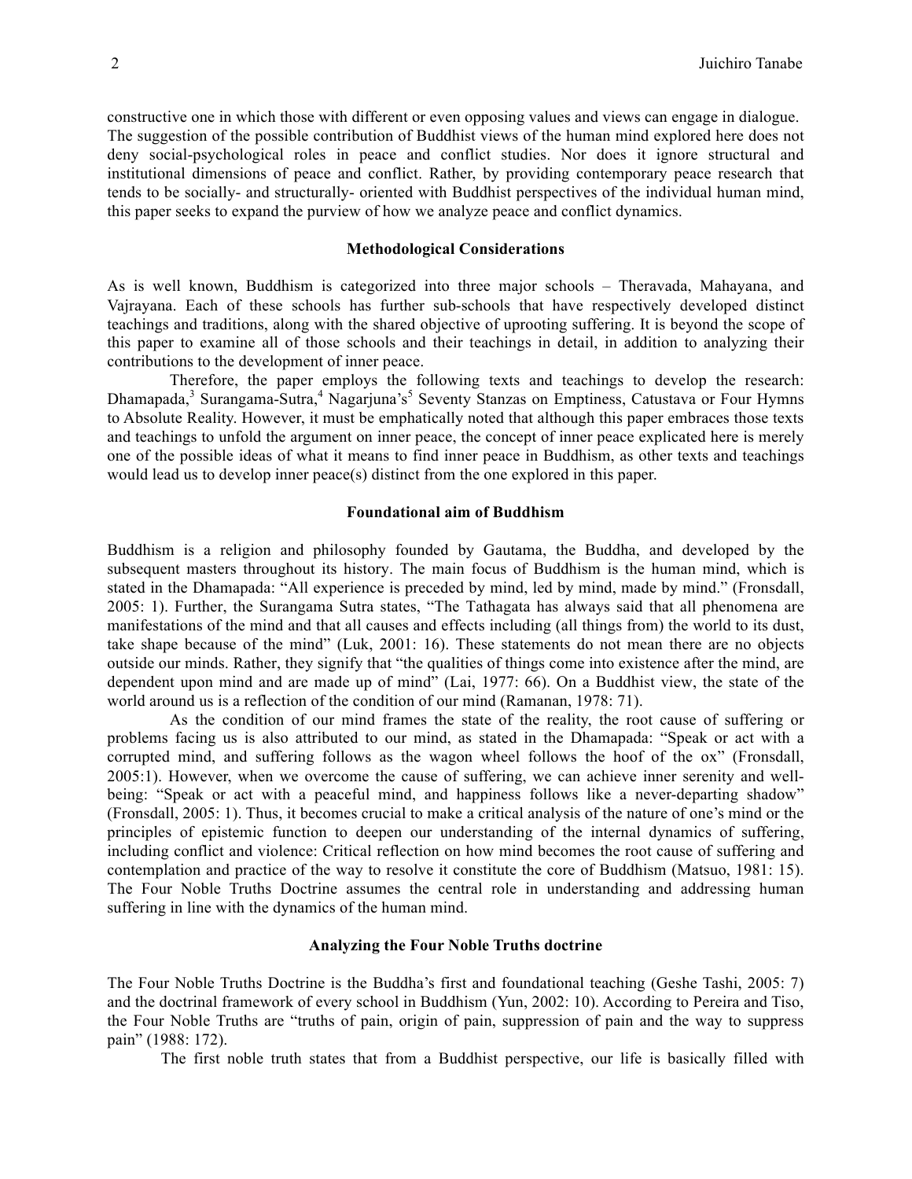constructive one in which those with different or even opposing values and views can engage in dialogue. The suggestion of the possible contribution of Buddhist views of the human mind explored here does not deny social-psychological roles in peace and conflict studies. Nor does it ignore structural and institutional dimensions of peace and conflict. Rather, by providing contemporary peace research that tends to be socially- and structurally- oriented with Buddhist perspectives of the individual human mind, this paper seeks to expand the purview of how we analyze peace and conflict dynamics.

## Methodological Considerations

As is well known, Buddhism is categorized into three major schools – Theravada, Mahayana, and Vajrayana. Each of these schools has further sub-schools that have respectively developed distinct teachings and traditions, along with the shared objective of uprooting suffering. It is beyond the scope of this paper to examine all of those schools and their teachings in detail, in addition to analyzing their contributions to the development of inner peace.

Therefore, the paper employs the following texts and teachings to develop the research: Dhamapada,[3] Surangama-Sutra,[4] Nagarjuna's[5] Seventy Stanzas on Emptiness, Catustava or Four Hymns to Absolute Reality. However, it must be emphatically noted that although this paper embraces those texts and teachings to unfold the argument on inner peace, the concept of inner peace explicated here is merely one of the possible ideas of what it means to find inner peace in Buddhism, as other texts and teachings would lead us to develop inner peace(s) distinct from the one explored in this paper.

## Foundational aim of Buddhism

Buddhism is a religion and philosophy founded by Gautama, the Buddha, and developed by the subsequent masters throughout its history. The main focus of Buddhism is the human mind, which is stated in the Dhamapada: "All experience is preceded by mind, led by mind, made by mind." (Fronsdall, 2005: 1). Further, the Surangama Sutra states, "The Tathagata has always said that all phenomena are manifestations of the mind and that all causes and effects including (all things from) the world to its dust, take shape because of the mind" (Luk, 2001: 16). These statements do not mean there are no objects outside our minds. Rather, they signify that "the qualities of things come into existence after the mind, are dependent upon mind and are made up of mind" (Lai, 1977: 66). On a Buddhist view, the state of the world around us is a reflection of the condition of our mind (Ramanan, 1978: 71).

As the condition of our mind frames the state of the reality, the root cause of suffering or problems facing us is also attributed to our mind, as stated in the Dhamapada: "Speak or act with a corrupted mind, and suffering follows as the wagon wheel follows the hoof of the ox" (Fronsdall, 2005:1). However, when we overcome the cause of suffering, we can achieve inner serenity and well-being: "Speak or act with a peaceful mind, and happiness follows like a never-departing shadow" (Fronsdall, 2005: 1). Thus, it becomes crucial to make a critical analysis of the nature of one's mind or the principles of epistemic function to deepen our understanding of the internal dynamics of suffering, including conflict and violence: Critical reflection on how mind becomes the root cause of suffering and contemplation and practice of the way to resolve it constitute the core of Buddhism (Matsuo, 1981: 15). The Four Noble Truths Doctrine assumes the central role in understanding and addressing human suffering in line with the dynamics of the human mind.

## Analyzing the Four Noble Truths doctrine

The Four Noble Truths Doctrine is the Buddha's first and foundational teaching (Geshe Tashi, 2005: 7) and the doctrinal framework of every school in Buddhism (Yun, 2002: 10). According to Pereira and Tiso, the Four Noble Truths are "truths of pain, origin of pain, suppression of pain and the way to suppress pain" (1988: 172).

The first noble truth states that from a Buddhist perspective, our life is basically filled with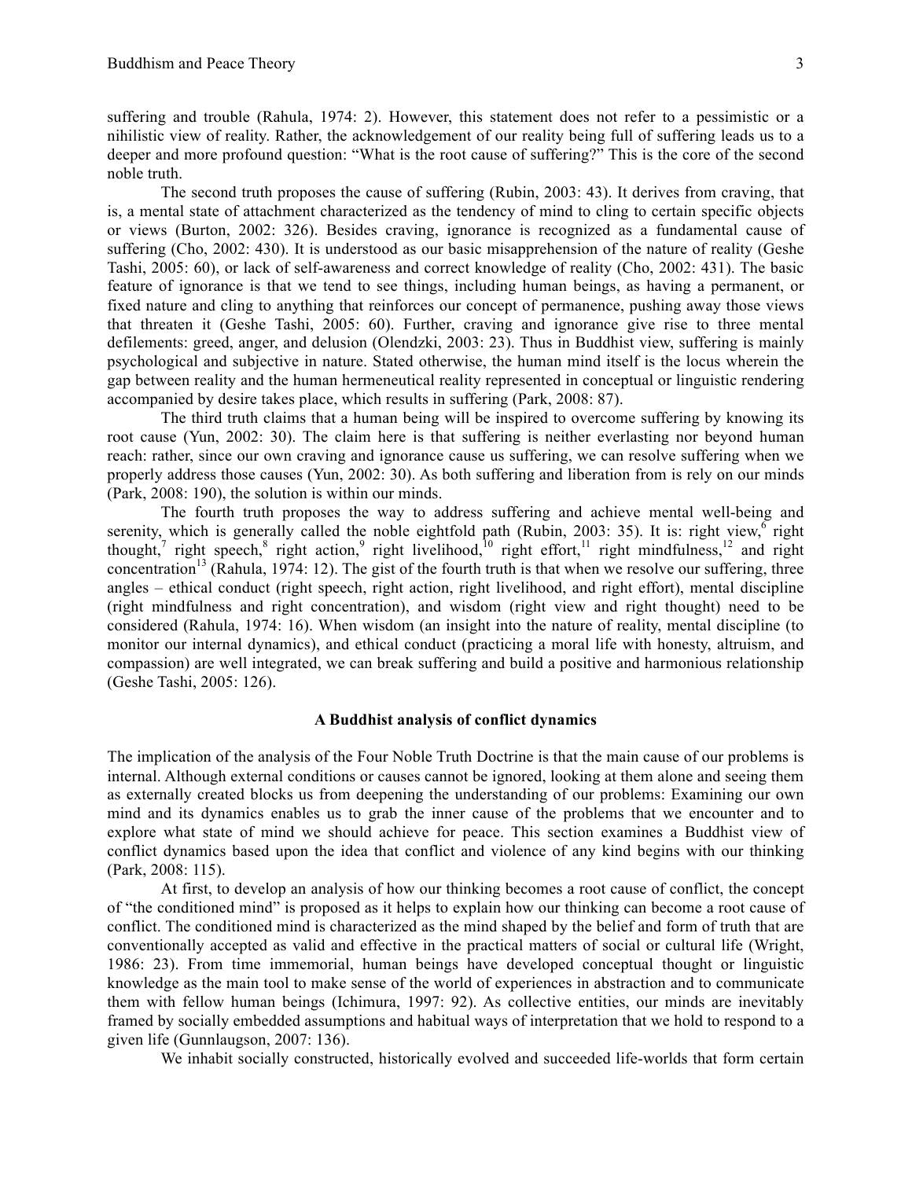suffering and trouble (Rahula, 1974: 2). However, this statement does not refer to a pessimistic or a nihilistic view of reality. Rather, the acknowledgement of our reality being full of suffering leads us to a deeper and more profound question: "What is the root cause of suffering?" This is the core of the second noble truth.

The second truth proposes the cause of suffering (Rubin, 2003: 43). It derives from craving, that is, a mental state of attachment characterized as the tendency of mind to cling to certain specific objects or views (Burton, 2002: 326). Besides craving, ignorance is recognized as a fundamental cause of suffering (Cho, 2002: 430). It is understood as our basic misapprehension of the nature of reality (Geshe Tashi, 2005: 60), or lack of self-awareness and correct knowledge of reality (Cho, 2002: 431). The basic feature of ignorance is that we tend to see things, including human beings, as having a permanent, or fixed nature and cling to anything that reinforces our concept of permanence, pushing away those views that threaten it (Geshe Tashi, 2005: 60). Further, craving and ignorance give rise to three mental defilements: greed, anger, and delusion (Olendzki, 2003: 23). Thus in Buddhist view, suffering is mainly psychological and subjective in nature. Stated otherwise, the human mind itself is the locus wherein the gap between reality and the human hermeneutical reality represented in conceptual or linguistic rendering accompanied by desire takes place, which results in suffering (Park, 2008: 87).

The third truth claims that a human being will be inspired to overcome suffering by knowing its root cause (Yun, 2002: 30). The claim here is that suffering is neither everlasting nor beyond human reach: rather, since our own craving and ignorance cause us suffering, we can resolve suffering when we properly address those causes (Yun, 2002: 30). As both suffering and liberation from is rely on our minds (Park, 2008: 190), the solution is within our minds.

The fourth truth proposes the way to address suffering and achieve mental well-being and serenity, which is generally called the noble eightfold path (Rubin, 2003: 35). It is: right view,[6] right thought,[7] right speech,[8] right action,[9] right livelihood,[10] right effort,[11] right mindfulness,[12] and right concentration[13] (Rahula, 1974: 12). The gist of the fourth truth is that when we resolve our suffering, three angles – ethical conduct (right speech, right action, right livelihood, and right effort), mental discipline (right mindfulness and right concentration), and wisdom (right view and right thought) need to be considered (Rahula, 1974: 16). When wisdom (an insight into the nature of reality, mental discipline (to monitor our internal dynamics), and ethical conduct (practicing a moral life with honesty, altruism, and compassion) are well integrated, we can break suffering and build a positive and harmonious relationship (Geshe Tashi, 2005: 126).

## A Buddhist analysis of conflict dynamics

The implication of the analysis of the Four Noble Truth Doctrine is that the main cause of our problems is internal. Although external conditions or causes cannot be ignored, looking at them alone and seeing them as externally created blocks us from deepening the understanding of our problems: Examining our own mind and its dynamics enables us to grab the inner cause of the problems that we encounter and to explore what state of mind we should achieve for peace. This section examines a Buddhist view of conflict dynamics based upon the idea that conflict and violence of any kind begins with our thinking (Park, 2008: 115).

At first, to develop an analysis of how our thinking becomes a root cause of conflict, the concept of "the conditioned mind" is proposed as it helps to explain how our thinking can become a root cause of conflict. The conditioned mind is characterized as the mind shaped by the belief and form of truth that are conventionally accepted as valid and effective in the practical matters of social or cultural life (Wright, 1986: 23). From time immemorial, human beings have developed conceptual thought or linguistic knowledge as the main tool to make sense of the world of experiences in abstraction and to communicate them with fellow human beings (Ichimura, 1997: 92). As collective entities, our minds are inevitably framed by socially embedded assumptions and habitual ways of interpretation that we hold to respond to a given life (Gunnlaugson, 2007: 136).

We inhabit socially constructed, historically evolved and succeeded life-worlds that form certain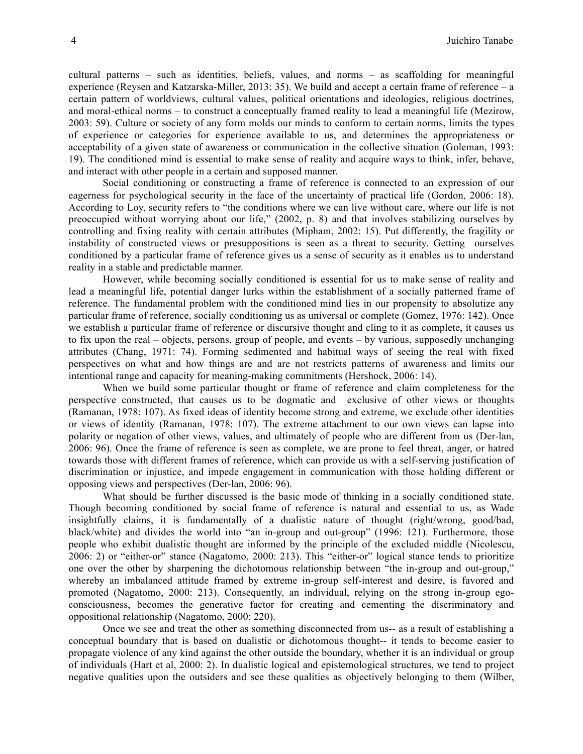cultural patterns – such as identities, beliefs, values, and norms – as scaffolding for meaningful experience (Reysen and Katzarska-Miller, 2013: 35). We build and accept a certain frame of reference – a certain pattern of worldviews, cultural values, political orientations and ideologies, religious doctrines, and moral-ethical norms – to construct a conceptually framed reality to lead a meaningful life (Mezirow, 2003: 59). Culture or society of any form molds our minds to conform to certain norms, limits the types of experience or categories for experience available to us, and determines the appropriateness or acceptability of a given state of awareness or communication in the collective situation (Goleman, 1993: 19). The conditioned mind is essential to make sense of reality and acquire ways to think, infer, behave, and interact with other people in a certain and supposed manner.

Social conditioning or constructing a frame of reference is connected to an expression of our eagerness for psychological security in the face of the uncertainty of practical life (Gordon, 2006: 18). According to Loy, security refers to "the conditions where we can live without care, where our life is not preoccupied without worrying about our life," (2002, p. 8) and that involves stabilizing ourselves by controlling and fixing reality with certain attributes (Mipham, 2002: 15). Put differently, the fragility or instability of constructed views or presuppositions is seen as a threat to security. Getting ourselves conditioned by a particular frame of reference gives us a sense of security as it enables us to understand reality in a stable and predictable manner.

However, while becoming socially conditioned is essential for us to make sense of reality and lead a meaningful life, potential danger lurks within the establishment of a socially patterned frame of reference. The fundamental problem with the conditioned mind lies in our propensity to absolutize any particular frame of reference, socially conditioning us as universal or complete (Gomez, 1976: 142). Once we establish a particular frame of reference or discursive thought and cling to it as complete, it causes us to fix upon the real – objects, persons, group of people, and events – by various, supposedly unchanging attributes (Chang, 1971: 74). Forming sedimented and habitual ways of seeing the real with fixed perspectives on what and how things are and are not restricts patterns of awareness and limits our intentional range and capacity for meaning-making commitments (Hershock, 2006: 14).

When we build some particular thought or frame of reference and claim completeness for the perspective constructed, that causes us to be dogmatic and exclusive of other views or thoughts (Ramanan, 1978: 107). As fixed ideas of identity become strong and extreme, we exclude other identities or views of identity (Ramanan, 1978: 107). The extreme attachment to our own views can lapse into polarity or negation of other views, values, and ultimately of people who are different from us (Der-lan, 2006: 96). Once the frame of reference is seen as complete, we are prone to feel threat, anger, or hatred towards those with different frames of reference, which can provide us with a self-serving justification of discrimination or injustice, and impede engagement in communication with those holding different or opposing views and perspectives (Der-lan, 2006: 96).

What should be further discussed is the basic mode of thinking in a socially conditioned state. Though becoming conditioned by social frame of reference is natural and essential to us, as Wade insightfully claims, it is fundamentally of a dualistic nature of thought (right/wrong, good/bad, black/white) and divides the world into "an in-group and out-group" (1996: 121). Furthermore, those people who exhibit dualistic thought are informed by the principle of the excluded middle (Nicolescu, 2006: 2) or "either-or" stance (Nagatomo, 2000: 213). This "either-or" logical stance tends to prioritize one over the other by sharpening the dichotomous relationship between "the in-group and out-group," whereby an imbalanced attitude framed by extreme in-group self-interest and desire, is favored and promoted (Nagatomo, 2000: 213). Consequently, an individual, relying on the strong in-group ego-consciousness, becomes the generative factor for creating and cementing the discriminatory and oppositional relationship (Nagatomo, 2000: 220).

Once we see and treat the other as something disconnected from us-- as a result of establishing a conceptual boundary that is based on dualistic or dichotomous thought-- it tends to become easier to propagate violence of any kind against the other outside the boundary, whether it is an individual or group of individuals (Hart et al, 2000: 2). In dualistic logical and epistemological structures, we tend to project negative qualities upon the outsiders and see these qualities as objectively belonging to them (Wilber,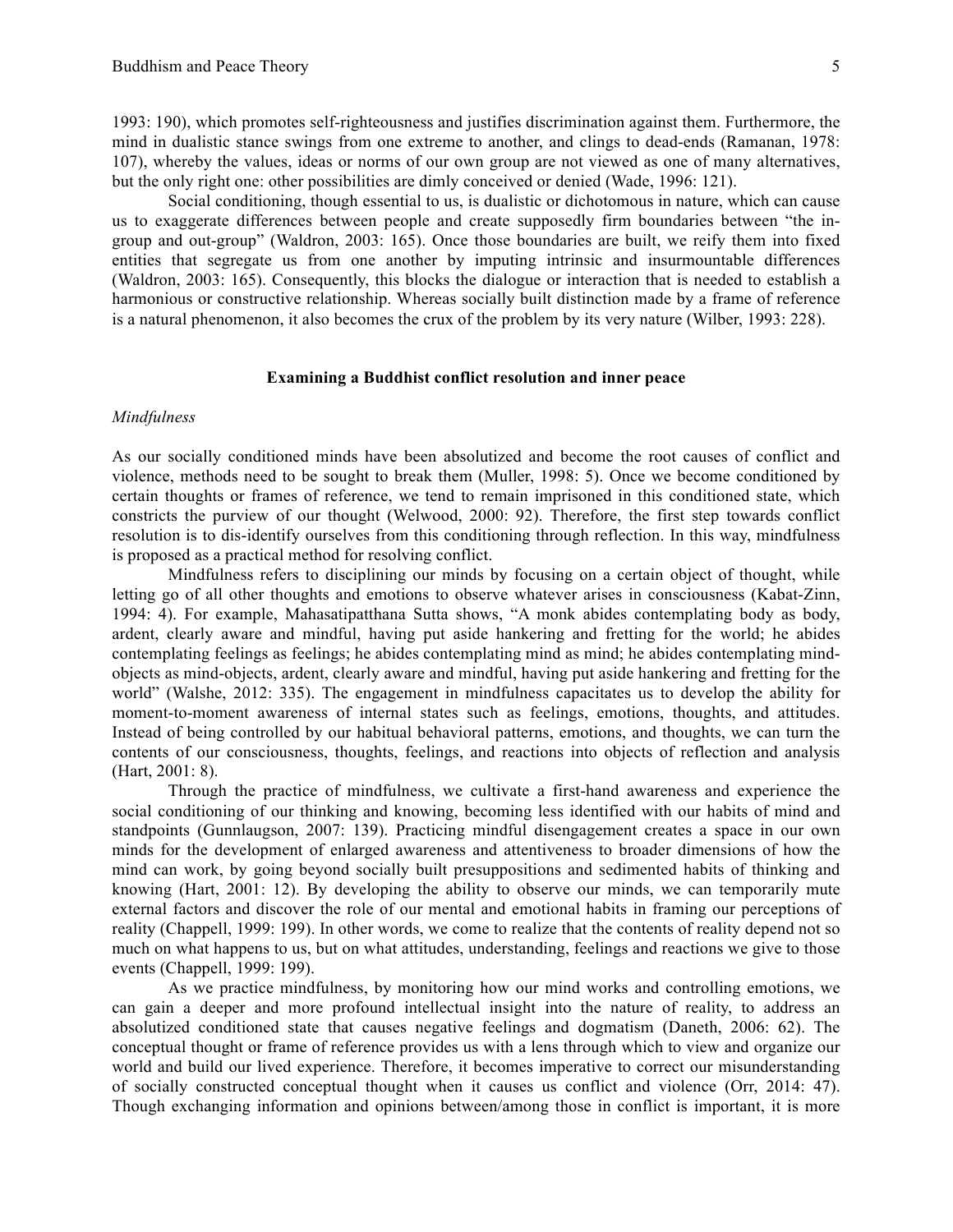1993: 190), which promotes self-righteousness and justifies discrimination against them. Furthermore, the mind in dualistic stance swings from one extreme to another, and clings to dead-ends (Ramanan, 1978: 107), whereby the values, ideas or norms of our own group are not viewed as one of many alternatives, but the only right one: other possibilities are dimly conceived or denied (Wade, 1996: 121).

Social conditioning, though essential to us, is dualistic or dichotomous in nature, which can cause us to exaggerate differences between people and create supposedly firm boundaries between "the in-group and out-group" (Waldron, 2003: 165). Once those boundaries are built, we reify them into fixed entities that segregate us from one another by imputing intrinsic and insurmountable differences (Waldron, 2003: 165). Consequently, this blocks the dialogue or interaction that is needed to establish a harmonious or constructive relationship. Whereas socially built distinction made by a frame of reference is a natural phenomenon, it also becomes the crux of the problem by its very nature (Wilber, 1993: 228).

## Examining a Buddhist conflict resolution and inner peace

### *Mindfulness*

As our socially conditioned minds have been absolutized and become the root causes of conflict and violence, methods need to be sought to break them (Muller, 1998: 5). Once we become conditioned by certain thoughts or frames of reference, we tend to remain imprisoned in this conditioned state, which constricts the purview of our thought (Welwood, 2000: 92). Therefore, the first step towards conflict resolution is to dis-identify ourselves from this conditioning through reflection. In this way, mindfulness is proposed as a practical method for resolving conflict.

Mindfulness refers to disciplining our minds by focusing on a certain object of thought, while letting go of all other thoughts and emotions to observe whatever arises in consciousness (Kabat-Zinn, 1994: 4). For example, Mahasatipatthana Sutta shows, "A monk abides contemplating body as body, ardent, clearly aware and mindful, having put aside hankering and fretting for the world; he abides contemplating feelings as feelings; he abides contemplating mind as mind; he abides contemplating mind-objects as mind-objects, ardent, clearly aware and mindful, having put aside hankering and fretting for the world" (Walshe, 2012: 335). The engagement in mindfulness capacitates us to develop the ability for moment-to-moment awareness of internal states such as feelings, emotions, thoughts, and attitudes. Instead of being controlled by our habitual behavioral patterns, emotions, and thoughts, we can turn the contents of our consciousness, thoughts, feelings, and reactions into objects of reflection and analysis (Hart, 2001: 8).

Through the practice of mindfulness, we cultivate a first-hand awareness and experience the social conditioning of our thinking and knowing, becoming less identified with our habits of mind and standpoints (Gunnlaugson, 2007: 139). Practicing mindful disengagement creates a space in our own minds for the development of enlarged awareness and attentiveness to broader dimensions of how the mind can work, by going beyond socially built presuppositions and sedimented habits of thinking and knowing (Hart, 2001: 12). By developing the ability to observe our minds, we can temporarily mute external factors and discover the role of our mental and emotional habits in framing our perceptions of reality (Chappell, 1999: 199). In other words, we come to realize that the contents of reality depend not so much on what happens to us, but on what attitudes, understanding, feelings and reactions we give to those events (Chappell, 1999: 199).

As we practice mindfulness, by monitoring how our mind works and controlling emotions, we can gain a deeper and more profound intellectual insight into the nature of reality, to address an absolutized conditioned state that causes negative feelings and dogmatism (Daneth, 2006: 62). The conceptual thought or frame of reference provides us with a lens through which to view and organize our world and build our lived experience. Therefore, it becomes imperative to correct our misunderstanding of socially constructed conceptual thought when it causes us conflict and violence (Orr, 2014: 47). Though exchanging information and opinions between/among those in conflict is important, it is more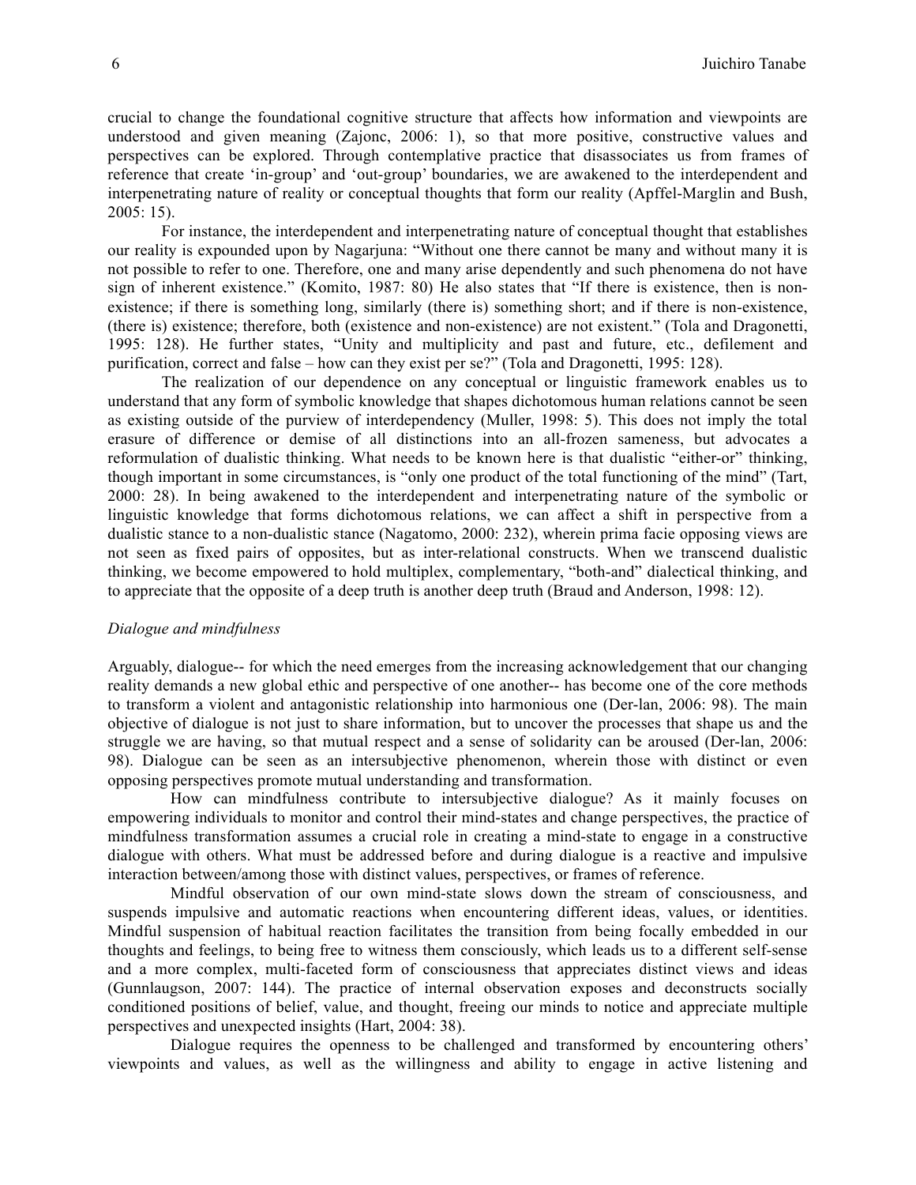crucial to change the foundational cognitive structure that affects how information and viewpoints are understood and given meaning (Zajonc, 2006: 1), so that more positive, constructive values and perspectives can be explored. Through contemplative practice that disassociates us from frames of reference that create 'in-group' and 'out-group' boundaries, we are awakened to the interdependent and interpenetrating nature of reality or conceptual thoughts that form our reality (Apffel-Marglin and Bush, 2005: 15).

For instance, the interdependent and interpenetrating nature of conceptual thought that establishes our reality is expounded upon by Nagarjuna: "Without one there cannot be many and without many it is not possible to refer to one. Therefore, one and many arise dependently and such phenomena do not have sign of inherent existence." (Komito, 1987: 80) He also states that "If there is existence, then is non-existence; if there is something long, similarly (there is) something short; and if there is non-existence, (there is) existence; therefore, both (existence and non-existence) are not existent." (Tola and Dragonetti, 1995: 128). He further states, "Unity and multiplicity and past and future, etc., defilement and purification, correct and false – how can they exist per se?" (Tola and Dragonetti, 1995: 128).

The realization of our dependence on any conceptual or linguistic framework enables us to understand that any form of symbolic knowledge that shapes dichotomous human relations cannot be seen as existing outside of the purview of interdependency (Muller, 1998: 5). This does not imply the total erasure of difference or demise of all distinctions into an all-frozen sameness, but advocates a reformulation of dualistic thinking. What needs to be known here is that dualistic "either-or" thinking, though important in some circumstances, is "only one product of the total functioning of the mind" (Tart, 2000: 28). In being awakened to the interdependent and interpenetrating nature of the symbolic or linguistic knowledge that forms dichotomous relations, we can affect a shift in perspective from a dualistic stance to a non-dualistic stance (Nagatomo, 2000: 232), wherein prima facie opposing views are not seen as fixed pairs of opposites, but as inter-relational constructs. When we transcend dualistic thinking, we become empowered to hold multiplex, complementary, "both-and" dialectical thinking, and to appreciate that the opposite of a deep truth is another deep truth (Braud and Anderson, 1998: 12).

*Dialogue and mindfulness*

Arguably, dialogue-- for which the need emerges from the increasing acknowledgement that our changing reality demands a new global ethic and perspective of one another-- has become one of the core methods to transform a violent and antagonistic relationship into harmonious one (Der-lan, 2006: 98). The main objective of dialogue is not just to share information, but to uncover the processes that shape us and the struggle we are having, so that mutual respect and a sense of solidarity can be aroused (Der-lan, 2006: 98). Dialogue can be seen as an intersubjective phenomenon, wherein those with distinct or even opposing perspectives promote mutual understanding and transformation.

How can mindfulness contribute to intersubjective dialogue? As it mainly focuses on empowering individuals to monitor and control their mind-states and change perspectives, the practice of mindfulness transformation assumes a crucial role in creating a mind-state to engage in a constructive dialogue with others. What must be addressed before and during dialogue is a reactive and impulsive interaction between/among those with distinct values, perspectives, or frames of reference.

Mindful observation of our own mind-state slows down the stream of consciousness, and suspends impulsive and automatic reactions when encountering different ideas, values, or identities. Mindful suspension of habitual reaction facilitates the transition from being focally embedded in our thoughts and feelings, to being free to witness them consciously, which leads us to a different self-sense and a more complex, multi-faceted form of consciousness that appreciates distinct views and ideas (Gunnlaugson, 2007: 144). The practice of internal observation exposes and deconstructs socially conditioned positions of belief, value, and thought, freeing our minds to notice and appreciate multiple perspectives and unexpected insights (Hart, 2004: 38).

Dialogue requires the openness to be challenged and transformed by encountering others' viewpoints and values, as well as the willingness and ability to engage in active listening and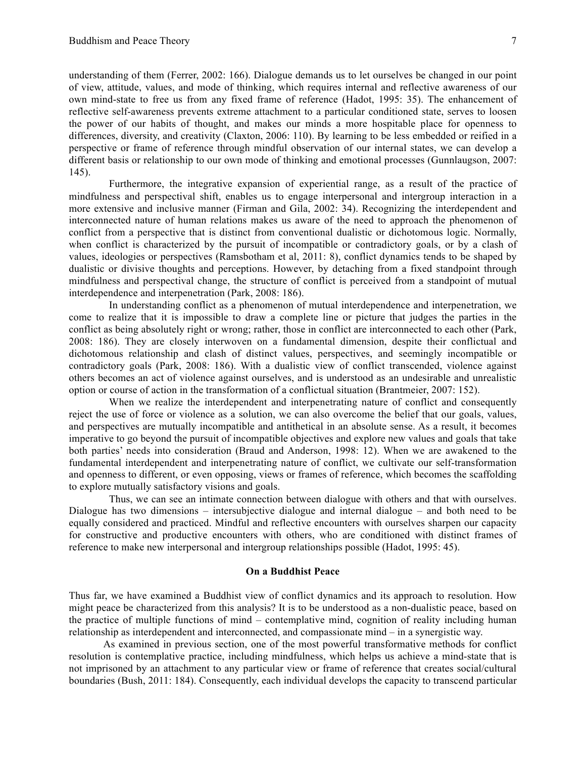understanding of them (Ferrer, 2002: 166). Dialogue demands us to let ourselves be changed in our point of view, attitude, values, and mode of thinking, which requires internal and reflective awareness of our own mind-state to free us from any fixed frame of reference (Hadot, 1995: 35). The enhancement of reflective self-awareness prevents extreme attachment to a particular conditioned state, serves to loosen the power of our habits of thought, and makes our minds a more hospitable place for openness to differences, diversity, and creativity (Claxton, 2006: 110). By learning to be less embedded or reified in a perspective or frame of reference through mindful observation of our internal states, we can develop a different basis or relationship to our own mode of thinking and emotional processes (Gunnlaugson, 2007: 145).

Furthermore, the integrative expansion of experiential range, as a result of the practice of mindfulness and perspectival shift, enables us to engage interpersonal and intergroup interaction in a more extensive and inclusive manner (Firman and Gila, 2002: 34). Recognizing the interdependent and interconnected nature of human relations makes us aware of the need to approach the phenomenon of conflict from a perspective that is distinct from conventional dualistic or dichotomous logic. Normally, when conflict is characterized by the pursuit of incompatible or contradictory goals, or by a clash of values, ideologies or perspectives (Ramsbotham et al, 2011: 8), conflict dynamics tends to be shaped by dualistic or divisive thoughts and perceptions. However, by detaching from a fixed standpoint through mindfulness and perspectival change, the structure of conflict is perceived from a standpoint of mutual interdependence and interpenetration (Park, 2008: 186).

In understanding conflict as a phenomenon of mutual interdependence and interpenetration, we come to realize that it is impossible to draw a complete line or picture that judges the parties in the conflict as being absolutely right or wrong; rather, those in conflict are interconnected to each other (Park, 2008: 186). They are closely interwoven on a fundamental dimension, despite their conflictual and dichotomous relationship and clash of distinct values, perspectives, and seemingly incompatible or contradictory goals (Park, 2008: 186). With a dualistic view of conflict transcended, violence against others becomes an act of violence against ourselves, and is understood as an undesirable and unrealistic option or course of action in the transformation of a conflictual situation (Brantmeier, 2007: 152).

When we realize the interdependent and interpenetrating nature of conflict and consequently reject the use of force or violence as a solution, we can also overcome the belief that our goals, values, and perspectives are mutually incompatible and antithetical in an absolute sense. As a result, it becomes imperative to go beyond the pursuit of incompatible objectives and explore new values and goals that take both parties' needs into consideration (Braud and Anderson, 1998: 12). When we are awakened to the fundamental interdependent and interpenetrating nature of conflict, we cultivate our self-transformation and openness to different, or even opposing, views or frames of reference, which becomes the scaffolding to explore mutually satisfactory visions and goals.

Thus, we can see an intimate connection between dialogue with others and that with ourselves. Dialogue has two dimensions – intersubjective dialogue and internal dialogue – and both need to be equally considered and practiced. Mindful and reflective encounters with ourselves sharpen our capacity for constructive and productive encounters with others, who are conditioned with distinct frames of reference to make new interpersonal and intergroup relationships possible (Hadot, 1995: 45).

## On a Buddhist Peace

Thus far, we have examined a Buddhist view of conflict dynamics and its approach to resolution. How might peace be characterized from this analysis? It is to be understood as a non-dualistic peace, based on the practice of multiple functions of mind – contemplative mind, cognition of reality including human relationship as interdependent and interconnected, and compassionate mind – in a synergistic way.

As examined in previous section, one of the most powerful transformative methods for conflict resolution is contemplative practice, including mindfulness, which helps us achieve a mind-state that is not imprisoned by an attachment to any particular view or frame of reference that creates social/cultural boundaries (Bush, 2011: 184). Consequently, each individual develops the capacity to transcend particular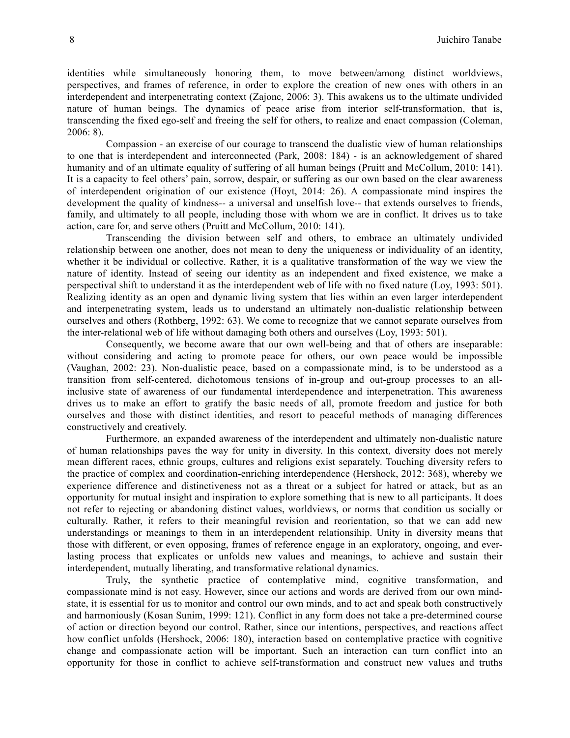identities while simultaneously honoring them, to move between/among distinct worldviews, perspectives, and frames of reference, in order to explore the creation of new ones with others in an interdependent and interpenetrating context (Zajonc, 2006: 3). This awakens us to the ultimate undivided nature of human beings. The dynamics of peace arise from interior self-transformation, that is, transcending the fixed ego-self and freeing the self for others, to realize and enact compassion (Coleman, 2006: 8).

Compassion - an exercise of our courage to transcend the dualistic view of human relationships to one that is interdependent and interconnected (Park, 2008: 184) - is an acknowledgement of shared humanity and of an ultimate equality of suffering of all human beings (Pruitt and McCollum, 2010: 141). It is a capacity to feel others' pain, sorrow, despair, or suffering as our own based on the clear awareness of interdependent origination of our existence (Hoyt, 2014: 26). A compassionate mind inspires the development the quality of kindness-- a universal and unselfish love-- that extends ourselves to friends, family, and ultimately to all people, including those with whom we are in conflict. It drives us to take action, care for, and serve others (Pruitt and McCollum, 2010: 141).

Transcending the division between self and others, to embrace an ultimately undivided relationship between one another, does not mean to deny the uniqueness or individuality of an identity, whether it be individual or collective. Rather, it is a qualitative transformation of the way we view the nature of identity. Instead of seeing our identity as an independent and fixed existence, we make a perspectival shift to understand it as the interdependent web of life with no fixed nature (Loy, 1993: 501). Realizing identity as an open and dynamic living system that lies within an even larger interdependent and interpenetrating system, leads us to understand an ultimately non-dualistic relationship between ourselves and others (Rothberg, 1992: 63). We come to recognize that we cannot separate ourselves from the inter-relational web of life without damaging both others and ourselves (Loy, 1993: 501).

Consequently, we become aware that our own well-being and that of others are inseparable: without considering and acting to promote peace for others, our own peace would be impossible (Vaughan, 2002: 23). Non-dualistic peace, based on a compassionate mind, is to be understood as a transition from self-centered, dichotomous tensions of in-group and out-group processes to an all-inclusive state of awareness of our fundamental interdependence and interpenetration. This awareness drives us to make an effort to gratify the basic needs of all, promote freedom and justice for both ourselves and those with distinct identities, and resort to peaceful methods of managing differences constructively and creatively.

Furthermore, an expanded awareness of the interdependent and ultimately non-dualistic nature of human relationships paves the way for unity in diversity. In this context, diversity does not merely mean different races, ethnic groups, cultures and religions exist separately. Touching diversity refers to the practice of complex and coordination-enriching interdependence (Hershock, 2012: 368), whereby we experience difference and distinctiveness not as a threat or a subject for hatred or attack, but as an opportunity for mutual insight and inspiration to explore something that is new to all participants. It does not refer to rejecting or abandoning distinct values, worldviews, or norms that condition us socially or culturally. Rather, it refers to their meaningful revision and reorientation, so that we can add new understandings or meanings to them in an interdependent relationsihip. Unity in diversity means that those with different, or even opposing, frames of reference engage in an exploratory, ongoing, and ever-lasting process that explicates or unfolds new values and meanings, to achieve and sustain their interdependent, mutually liberating, and transformative relational dynamics.

Truly, the synthetic practice of contemplative mind, cognitive transformation, and compassionate mind is not easy. However, since our actions and words are derived from our own mind-state, it is essential for us to monitor and control our own minds, and to act and speak both constructively and harmoniously (Kosan Sunim, 1999: 121). Conflict in any form does not take a pre-determined course of action or direction beyond our control. Rather, since our intentions, perspectives, and reactions affect how conflict unfolds (Hershock, 2006: 180), interaction based on contemplative practice with cognitive change and compassionate action will be important. Such an interaction can turn conflict into an opportunity for those in conflict to achieve self-transformation and construct new values and truths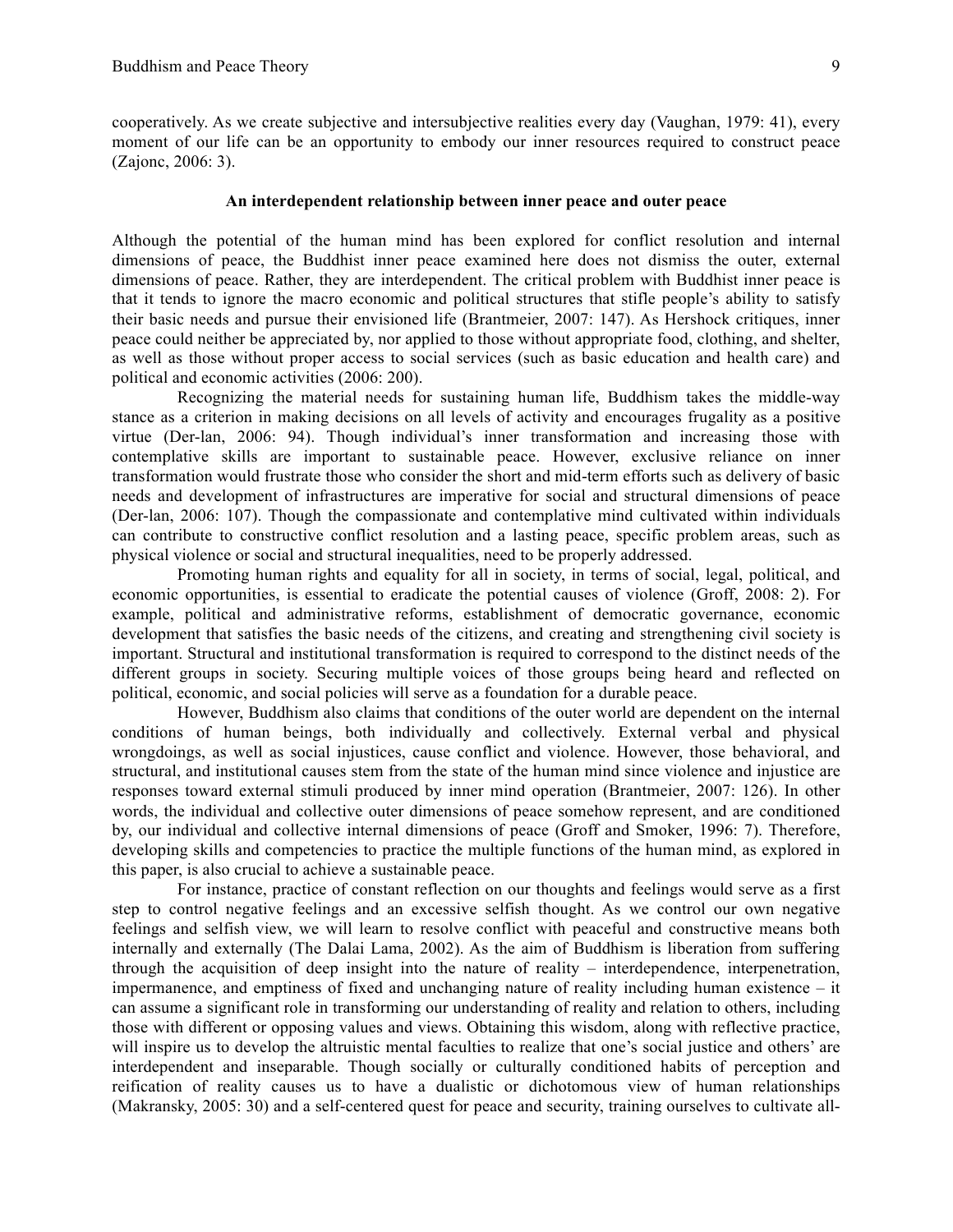cooperatively. As we create subjective and intersubjective realities every day (Vaughan, 1979: 41), every moment of our life can be an opportunity to embody our inner resources required to construct peace (Zajonc, 2006: 3).

## An interdependent relationship between inner peace and outer peace

Although the potential of the human mind has been explored for conflict resolution and internal dimensions of peace, the Buddhist inner peace examined here does not dismiss the outer, external dimensions of peace. Rather, they are interdependent. The critical problem with Buddhist inner peace is that it tends to ignore the macro economic and political structures that stifle people's ability to satisfy their basic needs and pursue their envisioned life (Brantmeier, 2007: 147). As Hershock critiques, inner peace could neither be appreciated by, nor applied to those without appropriate food, clothing, and shelter, as well as those without proper access to social services (such as basic education and health care) and political and economic activities (2006: 200).

Recognizing the material needs for sustaining human life, Buddhism takes the middle-way stance as a criterion in making decisions on all levels of activity and encourages frugality as a positive virtue (Der-lan, 2006: 94). Though individual's inner transformation and increasing those with contemplative skills are important to sustainable peace. However, exclusive reliance on inner transformation would frustrate those who consider the short and mid-term efforts such as delivery of basic needs and development of infrastructures are imperative for social and structural dimensions of peace (Der-lan, 2006: 107). Though the compassionate and contemplative mind cultivated within individuals can contribute to constructive conflict resolution and a lasting peace, specific problem areas, such as physical violence or social and structural inequalities, need to be properly addressed.

Promoting human rights and equality for all in society, in terms of social, legal, political, and economic opportunities, is essential to eradicate the potential causes of violence (Groff, 2008: 2). For example, political and administrative reforms, establishment of democratic governance, economic development that satisfies the basic needs of the citizens, and creating and strengthening civil society is important. Structural and institutional transformation is required to correspond to the distinct needs of the different groups in society. Securing multiple voices of those groups being heard and reflected on political, economic, and social policies will serve as a foundation for a durable peace.

However, Buddhism also claims that conditions of the outer world are dependent on the internal conditions of human beings, both individually and collectively. External verbal and physical wrongdoings, as well as social injustices, cause conflict and violence. However, those behavioral, and structural, and institutional causes stem from the state of the human mind since violence and injustice are responses toward external stimuli produced by inner mind operation (Brantmeier, 2007: 126). In other words, the individual and collective outer dimensions of peace somehow represent, and are conditioned by, our individual and collective internal dimensions of peace (Groff and Smoker, 1996: 7). Therefore, developing skills and competencies to practice the multiple functions of the human mind, as explored in this paper, is also crucial to achieve a sustainable peace.

For instance, practice of constant reflection on our thoughts and feelings would serve as a first step to control negative feelings and an excessive selfish thought. As we control our own negative feelings and selfish view, we will learn to resolve conflict with peaceful and constructive means both internally and externally (The Dalai Lama, 2002). As the aim of Buddhism is liberation from suffering through the acquisition of deep insight into the nature of reality – interdependence, interpenetration, impermanence, and emptiness of fixed and unchanging nature of reality including human existence – it can assume a significant role in transforming our understanding of reality and relation to others, including those with different or opposing values and views. Obtaining this wisdom, along with reflective practice, will inspire us to develop the altruistic mental faculties to realize that one's social justice and others' are interdependent and inseparable. Though socially or culturally conditioned habits of perception and reification of reality causes us to have a dualistic or dichotomous view of human relationships (Makransky, 2005: 30) and a self-centered quest for peace and security, training ourselves to cultivate all-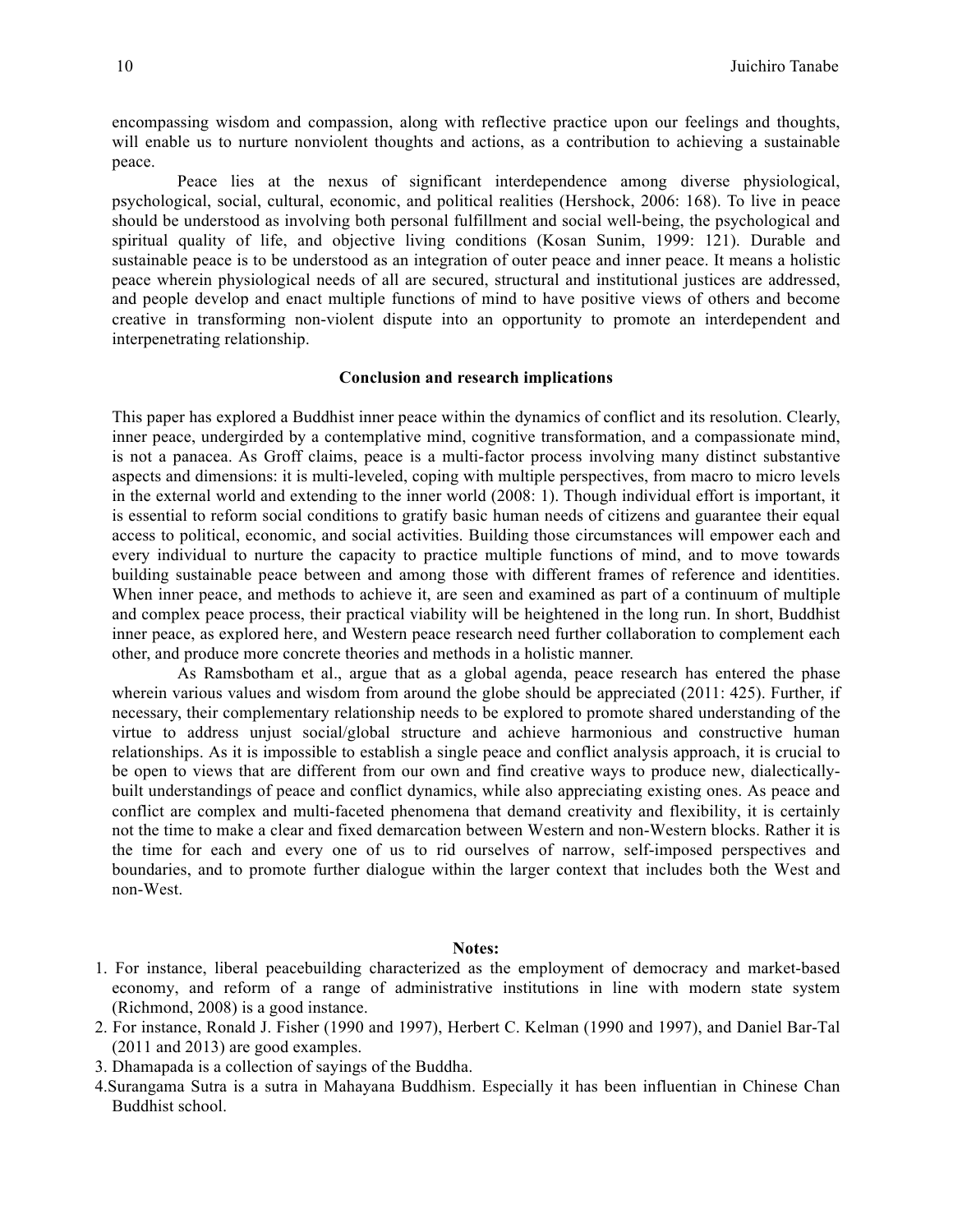encompassing wisdom and compassion, along with reflective practice upon our feelings and thoughts, will enable us to nurture nonviolent thoughts and actions, as a contribution to achieving a sustainable peace.

Peace lies at the nexus of significant interdependence among diverse physiological, psychological, social, cultural, economic, and political realities (Hershock, 2006: 168). To live in peace should be understood as involving both personal fulfillment and social well-being, the psychological and spiritual quality of life, and objective living conditions (Kosan Sunim, 1999: 121). Durable and sustainable peace is to be understood as an integration of outer peace and inner peace. It means a holistic peace wherein physiological needs of all are secured, structural and institutional justices are addressed, and people develop and enact multiple functions of mind to have positive views of others and become creative in transforming non-violent dispute into an opportunity to promote an interdependent and interpenetrating relationship.

## Conclusion and research implications

This paper has explored a Buddhist inner peace within the dynamics of conflict and its resolution. Clearly, inner peace, undergirded by a contemplative mind, cognitive transformation, and a compassionate mind, is not a panacea. As Groff claims, peace is a multi-factor process involving many distinct substantive aspects and dimensions: it is multi-leveled, coping with multiple perspectives, from macro to micro levels in the external world and extending to the inner world (2008: 1). Though individual effort is important, it is essential to reform social conditions to gratify basic human needs of citizens and guarantee their equal access to political, economic, and social activities. Building those circumstances will empower each and every individual to nurture the capacity to practice multiple functions of mind, and to move towards building sustainable peace between and among those with different frames of reference and identities. When inner peace, and methods to achieve it, are seen and examined as part of a continuum of multiple and complex peace process, their practical viability will be heightened in the long run. In short, Buddhist inner peace, as explored here, and Western peace research need further collaboration to complement each other, and produce more concrete theories and methods in a holistic manner.

As Ramsbotham et al., argue that as a global agenda, peace research has entered the phase wherein various values and wisdom from around the globe should be appreciated (2011: 425). Further, if necessary, their complementary relationship needs to be explored to promote shared understanding of the virtue to address unjust social/global structure and achieve harmonious and constructive human relationships. As it is impossible to establish a single peace and conflict analysis approach, it is crucial to be open to views that are different from our own and find creative ways to produce new, dialectically-built understandings of peace and conflict dynamics, while also appreciating existing ones. As peace and conflict are complex and multi-faceted phenomena that demand creativity and flexibility, it is certainly not the time to make a clear and fixed demarcation between Western and non-Western blocks. Rather it is the time for each and every one of us to rid ourselves of narrow, self-imposed perspectives and boundaries, and to promote further dialogue within the larger context that includes both the West and non-West.

**Notes:**

1. For instance, liberal peacebuilding characterized as the employment of democracy and market-based economy, and reform of a range of administrative institutions in line with modern state system (Richmond, 2008) is a good instance.
2. For instance, Ronald J. Fisher (1990 and 1997), Herbert C. Kelman (1990 and 1997), and Daniel Bar-Tal (2011 and 2013) are good examples.
3. Dhamapada is a collection of sayings of the Buddha.
4. Surangama Sutra is a sutra in Mahayana Buddhism. Especially it has been influentian in Chinese Chan Buddhist school.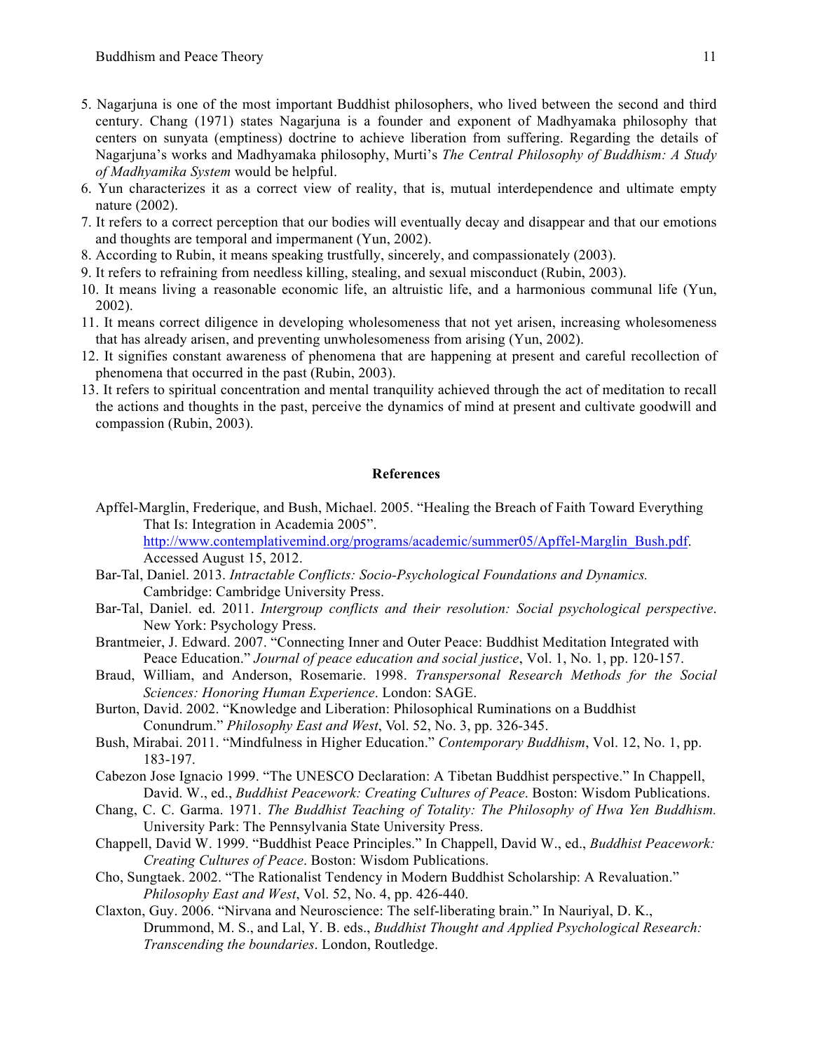5. Nagarjuna is one of the most important Buddhist philosophers, who lived between the second and third century. Chang (1971) states Nagarjuna is a founder and exponent of Madhyamaka philosophy that centers on sunyata (emptiness) doctrine to achieve liberation from suffering. Regarding the details of Nagarjuna's works and Madhyamaka philosophy, Murti's *The Central Philosophy of Buddhism: A Study of Madhyamika System* would be helpful.
6. Yun characterizes it as a correct view of reality, that is, mutual interdependence and ultimate empty nature (2002).
7. It refers to a correct perception that our bodies will eventually decay and disappear and that our emotions and thoughts are temporal and impermanent (Yun, 2002).
8. According to Rubin, it means speaking trustfully, sincerely, and compassionately (2003).
9. It refers to refraining from needless killing, stealing, and sexual misconduct (Rubin, 2003).
10. It means living a reasonable economic life, an altruistic life, and a harmonious communal life (Yun, 2002).
11. It means correct diligence in developing wholesomeness that not yet arisen, increasing wholesomeness that has already arisen, and preventing unwholesomeness from arising (Yun, 2002).
12. It signifies constant awareness of phenomena that are happening at present and careful recollection of phenomena that occurred in the past (Rubin, 2003).
13. It refers to spiritual concentration and mental tranquility achieved through the act of meditation to recall the actions and thoughts in the past, perceive the dynamics of mind at present and cultivate goodwill and compassion (Rubin, 2003).

## References

Apffel-Marglin, Frederique, and Bush, Michael. 2005. "Healing the Breach of Faith Toward Everything That Is: Integration in Academia 2005". http://www.contemplativemind.org/programs/academic/summer05/Apffel-Marglin_Bush.pdf. Accessed August 15, 2012.

Bar-Tal, Daniel. 2013. *Intractable Conflicts: Socio-Psychological Foundations and Dynamics.* Cambridge: Cambridge University Press.

Bar-Tal, Daniel. ed. 2011. *Intergroup conflicts and their resolution: Social psychological perspective*. New York: Psychology Press.

Brantmeier, J. Edward. 2007. "Connecting Inner and Outer Peace: Buddhist Meditation Integrated with Peace Education." *Journal of peace education and social justice*, Vol. 1, No. 1, pp. 120-157.

Braud, William, and Anderson, Rosemarie. 1998. *Transpersonal Research Methods for the Social Sciences: Honoring Human Experience*. London: SAGE.

Burton, David. 2002. "Knowledge and Liberation: Philosophical Ruminations on a Buddhist Conundrum." *Philosophy East and West*, Vol. 52, No. 3, pp. 326-345.

Bush, Mirabai. 2011. "Mindfulness in Higher Education." *Contemporary Buddhism*, Vol. 12, No. 1, pp. 183-197.

Cabezon Jose Ignacio 1999. "The UNESCO Declaration: A Tibetan Buddhist perspective." In Chappell, David. W., ed., *Buddhist Peacework: Creating Cultures of Peace*. Boston: Wisdom Publications.

Chang, C. C. Garma. 1971. *The Buddhist Teaching of Totality: The Philosophy of Hwa Yen Buddhism.* University Park: The Pennsylvania State University Press.

Chappell, David W. 1999. "Buddhist Peace Principles." In Chappell, David W., ed., *Buddhist Peacework: Creating Cultures of Peace*. Boston: Wisdom Publications.

Cho, Sungtaek. 2002. "The Rationalist Tendency in Modern Buddhist Scholarship: A Revaluation." *Philosophy East and West*, Vol. 52, No. 4, pp. 426-440.

Claxton, Guy. 2006. "Nirvana and Neuroscience: The self-liberating brain." In Nauriyal, D. K., Drummond, M. S., and Lal, Y. B. eds., *Buddhist Thought and Applied Psychological Research: Transcending the boundaries*. London, Routledge.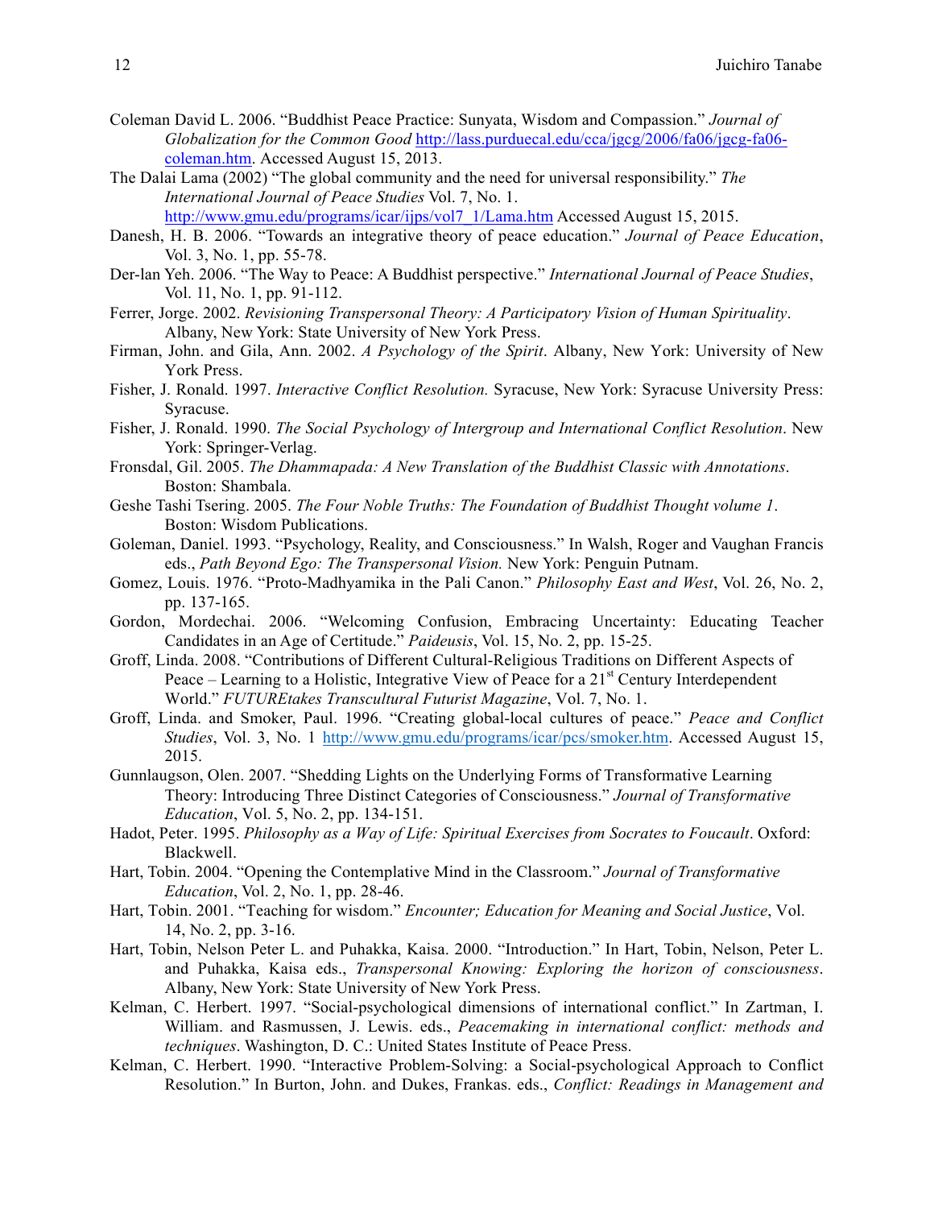Coleman David L. 2006. "Buddhist Peace Practice: Sunyata, Wisdom and Compassion." *Journal of Globalization for the Common Good* http://lass.purduecal.edu/cca/jgcg/2006/fa06/jgcg-fa06-coleman.htm. Accessed August 15, 2013.

The Dalai Lama (2002) "The global community and the need for universal responsibility." *The International Journal of Peace Studies* Vol. 7, No. 1. http://www.gmu.edu/programs/icar/ijps/vol7_1/Lama.htm Accessed August 15, 2015.

Danesh, H. B. 2006. "Towards an integrative theory of peace education." *Journal of Peace Education*, Vol. 3, No. 1, pp. 55-78.

Der-lan Yeh. 2006. "The Way to Peace: A Buddhist perspective." *International Journal of Peace Studies*, Vol. 11, No. 1, pp. 91-112.

Ferrer, Jorge. 2002. *Revisioning Transpersonal Theory: A Participatory Vision of Human Spirituality*. Albany, New York: State University of New York Press.

Firman, John. and Gila, Ann. 2002. *A Psychology of the Spirit*. Albany, New York: University of New York Press.

Fisher, J. Ronald. 1997. *Interactive Conflict Resolution.* Syracuse, New York: Syracuse University Press: Syracuse.

Fisher, J. Ronald. 1990. *The Social Psychology of Intergroup and International Conflict Resolution*. New York: Springer-Verlag.

Fronsdal, Gil. 2005. *The Dhammapada: A New Translation of the Buddhist Classic with Annotations*. Boston: Shambala.

Geshe Tashi Tsering. 2005. *The Four Noble Truths: The Foundation of Buddhist Thought volume 1*. Boston: Wisdom Publications.

Goleman, Daniel. 1993. "Psychology, Reality, and Consciousness." In Walsh, Roger and Vaughan Francis eds., *Path Beyond Ego: The Transpersonal Vision.* New York: Penguin Putnam.

Gomez, Louis. 1976. "Proto-Madhyamika in the Pali Canon." *Philosophy East and West*, Vol. 26, No. 2, pp. 137-165.

Gordon, Mordechai. 2006. "Welcoming Confusion, Embracing Uncertainty: Educating Teacher Candidates in an Age of Certitude." *Paideusis*, Vol. 15, No. 2, pp. 15-25.

Groff, Linda. 2008. "Contributions of Different Cultural-Religious Traditions on Different Aspects of Peace – Learning to a Holistic, Integrative View of Peace for a 21st Century Interdependent World." *FUTUREtakes Transcultural Futurist Magazine*, Vol. 7, No. 1.

Groff, Linda. and Smoker, Paul. 1996. "Creating global-local cultures of peace." *Peace and Conflict Studies*, Vol. 3, No. 1 http://www.gmu.edu/programs/icar/pcs/smoker.htm. Accessed August 15, 2015.

Gunnlaugson, Olen. 2007. "Shedding Lights on the Underlying Forms of Transformative Learning Theory: Introducing Three Distinct Categories of Consciousness." *Journal of Transformative Education*, Vol. 5, No. 2, pp. 134-151.

Hadot, Peter. 1995. *Philosophy as a Way of Life: Spiritual Exercises from Socrates to Foucault*. Oxford: Blackwell.

Hart, Tobin. 2004. "Opening the Contemplative Mind in the Classroom." *Journal of Transformative Education*, Vol. 2, No. 1, pp. 28-46.

Hart, Tobin. 2001. "Teaching for wisdom." *Encounter; Education for Meaning and Social Justice*, Vol. 14, No. 2, pp. 3-16.

Hart, Tobin, Nelson Peter L. and Puhakka, Kaisa. 2000. "Introduction." In Hart, Tobin, Nelson, Peter L. and Puhakka, Kaisa eds., *Transpersonal Knowing: Exploring the horizon of consciousness*. Albany, New York: State University of New York Press.

Kelman, C. Herbert. 1997. "Social-psychological dimensions of international conflict." In Zartman, I. William. and Rasmussen, J. Lewis. eds., *Peacemaking in international conflict: methods and techniques*. Washington, D. C.: United States Institute of Peace Press.

Kelman, C. Herbert. 1990. "Interactive Problem-Solving: a Social-psychological Approach to Conflict Resolution." In Burton, John. and Dukes, Frankas. eds., *Conflict: Readings in Management and*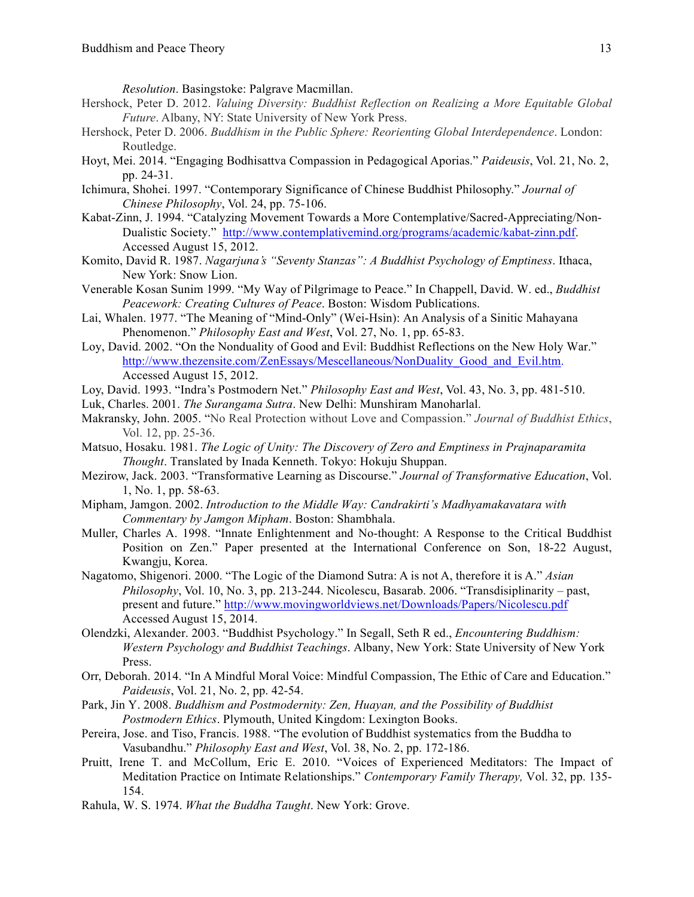*Resolution*. Basingstoke: Palgrave Macmillan.

Hershock, Peter D. 2012. *Valuing Diversity: Buddhist Reflection on Realizing a More Equitable Global Future*. Albany, NY: State University of New York Press.

Hershock, Peter D. 2006. *Buddhism in the Public Sphere: Reorienting Global Interdependence*. London: Routledge.

Hoyt, Mei. 2014. "Engaging Bodhisattva Compassion in Pedagogical Aporias." *Paideusis*, Vol. 21, No. 2, pp. 24-31.

Ichimura, Shohei. 1997. "Contemporary Significance of Chinese Buddhist Philosophy." *Journal of Chinese Philosophy*, Vol. 24, pp. 75-106.

Kabat-Zinn, J. 1994. "Catalyzing Movement Towards a More Contemplative/Sacred-Appreciating/Non-Dualistic Society." http://www.contemplativemind.org/programs/academic/kabat-zinn.pdf. Accessed August 15, 2012.

Komito, David R. 1987. *Nagarjuna's "Seventy Stanzas": A Buddhist Psychology of Emptiness*. Ithaca, New York: Snow Lion.

Venerable Kosan Sunim 1999. "My Way of Pilgrimage to Peace." In Chappell, David. W. ed., *Buddhist Peacework: Creating Cultures of Peace*. Boston: Wisdom Publications.

Lai, Whalen. 1977. "The Meaning of "Mind-Only" (Wei-Hsin): An Analysis of a Sinitic Mahayana Phenomenon." *Philosophy East and West*, Vol. 27, No. 1, pp. 65-83.

Loy, David. 2002. "On the Nonduality of Good and Evil: Buddhist Reflections on the New Holy War." http://www.thezensite.com/ZenEssays/Mescellaneous/NonDuality_Good_and_Evil.htm. Accessed August 15, 2012.

Loy, David. 1993. "Indra's Postmodern Net." *Philosophy East and West*, Vol. 43, No. 3, pp. 481-510.

Luk, Charles. 2001. *The Surangama Sutra*. New Delhi: Munshiram Manoharlal.

Makransky, John. 2005. "No Real Protection without Love and Compassion." *Journal of Buddhist Ethics*, Vol. 12, pp. 25-36.

Matsuo, Hosaku. 1981. *The Logic of Unity: The Discovery of Zero and Emptiness in Prajnaparamita Thought*. Translated by Inada Kenneth. Tokyo: Hokuju Shuppan.

Mezirow, Jack. 2003. "Transformative Learning as Discourse." *Journal of Transformative Education*, Vol. 1, No. 1, pp. 58-63.

Mipham, Jamgon. 2002. *Introduction to the Middle Way: Candrakirti's Madhyamakavatara with Commentary by Jamgon Mipham*. Boston: Shambhala.

Muller, Charles A. 1998. "Innate Enlightenment and No-thought: A Response to the Critical Buddhist Position on Zen." Paper presented at the International Conference on Son, 18-22 August, Kwangju, Korea.

Nagatomo, Shigenori. 2000. "The Logic of the Diamond Sutra: A is not A, therefore it is A." *Asian Philosophy*, Vol. 10, No. 3, pp. 213-244. Nicolescu, Basarab. 2006. "Transdisiplinarity – past, present and future." http://www.movingworldviews.net/Downloads/Papers/Nicolescu.pdf Accessed August 15, 2014.

Olendzki, Alexander. 2003. "Buddhist Psychology." In Segall, Seth R ed., *Encountering Buddhism: Western Psychology and Buddhist Teachings*. Albany, New York: State University of New York Press.

Orr, Deborah. 2014. "In A Mindful Moral Voice: Mindful Compassion, The Ethic of Care and Education." *Paideusis*, Vol. 21, No. 2, pp. 42-54.

Park, Jin Y. 2008. *Buddhism and Postmodernity: Zen, Huayan, and the Possibility of Buddhist Postmodern Ethics*. Plymouth, United Kingdom: Lexington Books.

Pereira, Jose. and Tiso, Francis. 1988. "The evolution of Buddhist systematics from the Buddha to Vasubandhu." *Philosophy East and West*, Vol. 38, No. 2, pp. 172-186.

Pruitt, Irene T. and McCollum, Eric E. 2010. "Voices of Experienced Meditators: The Impact of Meditation Practice on Intimate Relationships." *Contemporary Family Therapy,* Vol. 32, pp. 135-154.

Rahula, W. S. 1974. *What the Buddha Taught*. New York: Grove.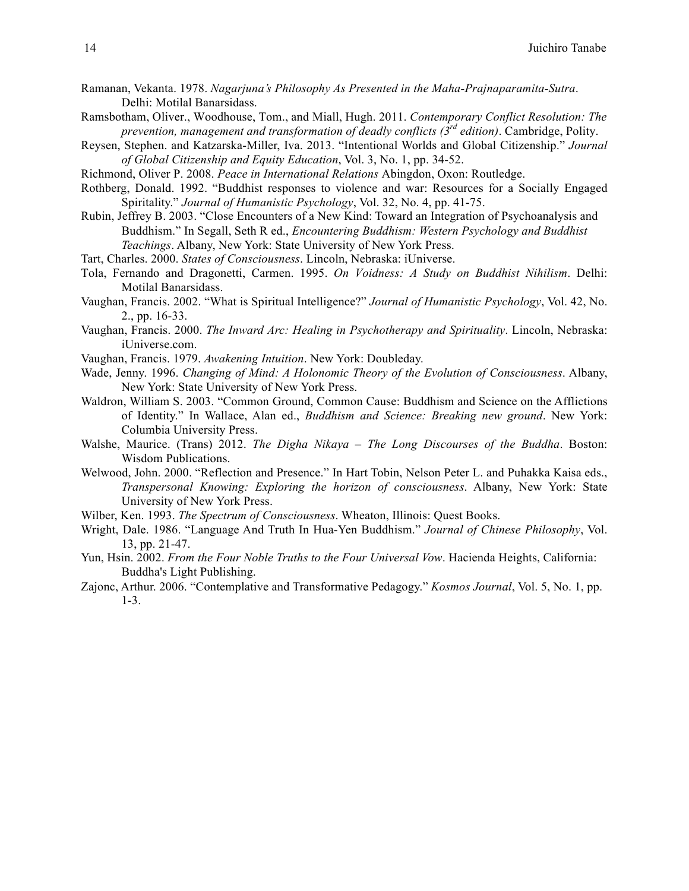Ramanan, Vekanta. 1978. *Nagarjuna's Philosophy As Presented in the Maha-Prajnaparamita-Sutra*. Delhi: Motilal Banarsidass.

Ramsbotham, Oliver., Woodhouse, Tom., and Miall, Hugh. 2011. *Contemporary Conflict Resolution: The prevention, management and transformation of deadly conflicts (3rd edition)*. Cambridge, Polity.

Reysen, Stephen. and Katzarska-Miller, Iva. 2013. "Intentional Worlds and Global Citizenship." *Journal of Global Citizenship and Equity Education*, Vol. 3, No. 1, pp. 34-52.

Richmond, Oliver P. 2008. *Peace in International Relations* Abingdon, Oxon: Routledge.

Rothberg, Donald. 1992. "Buddhist responses to violence and war: Resources for a Socially Engaged Spirituality." *Journal of Humanistic Psychology*, Vol. 32, No. 4, pp. 41-75.

Rubin, Jeffrey B. 2003. "Close Encounters of a New Kind: Toward an Integration of Psychoanalysis and Buddhism." In Segall, Seth R ed., *Encountering Buddhism: Western Psychology and Buddhist Teachings*. Albany, New York: State University of New York Press.

Tart, Charles. 2000. *States of Consciousness*. Lincoln, Nebraska: iUniverse.

Tola, Fernando and Dragonetti, Carmen. 1995. *On Voidness: A Study on Buddhist Nihilism*. Delhi: Motilal Banarsidass.

Vaughan, Francis. 2002. "What is Spiritual Intelligence?" *Journal of Humanistic Psychology*, Vol. 42, No. 2., pp. 16-33.

Vaughan, Francis. 2000. *The Inward Arc: Healing in Psychotherapy and Spirituality*. Lincoln, Nebraska: iUniverse.com.

Vaughan, Francis. 1979. *Awakening Intuition*. New York: Doubleday.

Wade, Jenny. 1996. *Changing of Mind: A Holonomic Theory of the Evolution of Consciousness*. Albany, New York: State University of New York Press.

Waldron, William S. 2003. "Common Ground, Common Cause: Buddhism and Science on the Afflictions of Identity." In Wallace, Alan ed., *Buddhism and Science: Breaking new ground*. New York: Columbia University Press.

Walshe, Maurice. (Trans) 2012. *The Digha Nikaya – The Long Discourses of the Buddha*. Boston: Wisdom Publications.

Welwood, John. 2000. "Reflection and Presence." In Hart Tobin, Nelson Peter L. and Puhakka Kaisa eds., *Transpersonal Knowing: Exploring the horizon of consciousness*. Albany, New York: State University of New York Press.

Wilber, Ken. 1993. *The Spectrum of Consciousness*. Wheaton, Illinois: Quest Books.

Wright, Dale. 1986. "Language And Truth In Hua-Yen Buddhism." *Journal of Chinese Philosophy*, Vol. 13, pp. 21-47.

Yun, Hsin. 2002. *From the Four Noble Truths to the Four Universal Vow*. Hacienda Heights, California: Buddha's Light Publishing.

Zajonc, Arthur. 2006. "Contemplative and Transformative Pedagogy." *Kosmos Journal*, Vol. 5, No. 1, pp. 1-3.